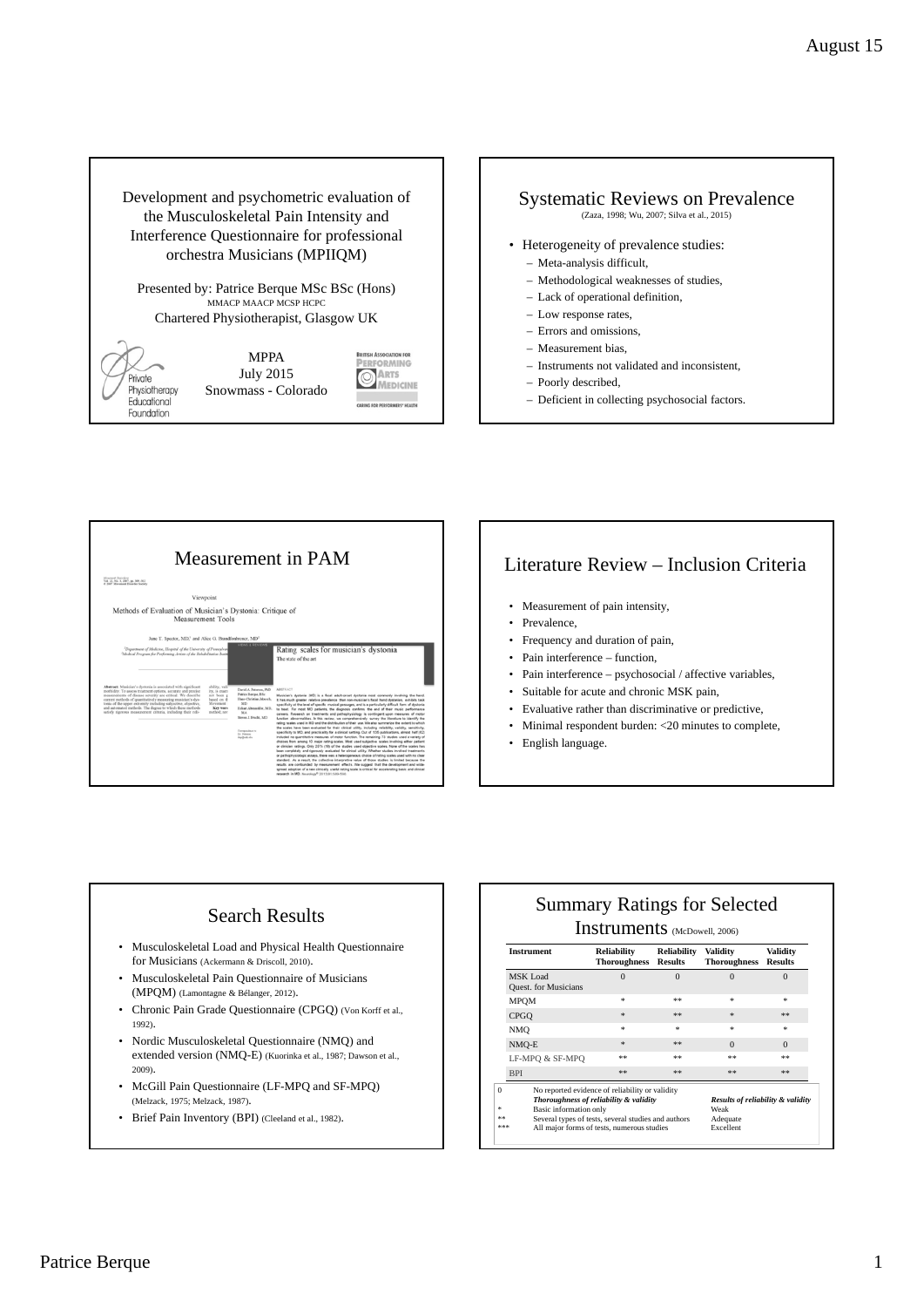## Development and psychometric evaluation of the Musculoskeletal Pain Intensity and Interference Questionnaire for professional orchestra Musicians (MPIIQM)

Presented by: Patrice Berque MSc BSc (Hons)
MMACP MAACP MCSP HCPC
Chartered Physiotherapist, Glasgow UK

Private Physiotherapy Educational Foundation

MPPA
July 2015
Snowmass - Colorado

British Association for Performing Arts Medicine — Caring for performers' health

## Systematic Reviews on Prevalence

(Zaza, 1998; Wu, 2007; Silva et al., 2015)

- Heterogeneity of prevalence studies:
  - Meta-analysis difficult,
  - Methodological weaknesses of studies,
  - Lack of operational definition,
  - Low response rates,
  - Errors and omissions,
  - Measurement bias,
  - Instruments not validated and inconsistent,
  - Poorly described,
  - Deficient in collecting psychosocial factors.

## Measurement in PAM

Viewpoint

Methods of Evaluation of Musician's Dystonia: Critique of Measurement Tools

Rating scales for musician's dystonia
The state of the art

## Literature Review – Inclusion Criteria

- Measurement of pain intensity,
- Prevalence,
- Frequency and duration of pain,
- Pain interference – function,
- Pain interference – psychosocial / affective variables,
- Suitable for acute and chronic MSK pain,
- Evaluative rather than discriminative or predictive,
- Minimal respondent burden: <20 minutes to complete,
- English language.

## Search Results

- Musculoskeletal Load and Physical Health Questionnaire for Musicians (Ackermann & Driscoll, 2010).
- Musculoskeletal Pain Questionnaire of Musicians (MPQM) (Lamontagne & Bélanger, 2012).
- Chronic Pain Grade Questionnaire (CPGQ) (Von Korff et al., 1992).
- Nordic Musculoskeletal Questionnaire (NMQ) and extended version (NMQ-E) (Kuorinka et al., 1987; Dawson et al., 2009).
- McGill Pain Questionnaire (LF-MPQ and SF-MPQ) (Melzack, 1975; Melzack, 1987).
- Brief Pain Inventory (BPI) (Cleeland et al., 1982).

## Summary Ratings for Selected Instruments (McDowell, 2006)

| Instrument | Reliability Thoroughness | Reliability Results | Validity Thoroughness | Validity Results |
|---|---|---|---|---|
| MSK Load Quest. for Musicians | 0 | 0 | 0 | 0 |
| MPQM | * | ** | * | * |
| CPGQ | * | ** | * | ** |
| NMQ | * | * | * | * |
| NMQ-E | * | ** | 0 | 0 |
| LF-MPQ & SF-MPQ | ** | ** | ** | ** |
| BPI | ** | ** | ** | ** |

| | Thoroughness of reliability & validity | Results of reliability & validity |
|---|---|---|
| 0 | No reported evidence of reliability or validity | |
| * | Basic information only | Weak |
| ** | Several types of tests, several studies and authors | Adequate |
| *** | All major forms of tests, numerous studies | Excellent |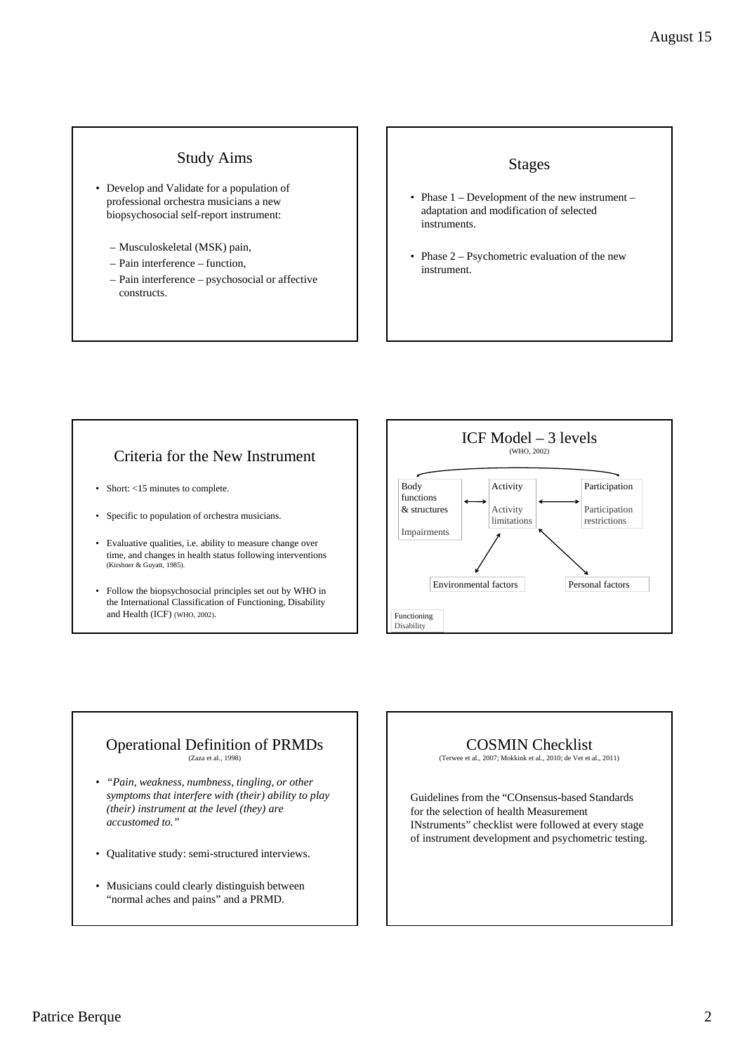## Study Aims

- Develop and Validate for a population of professional orchestra musicians a new biopsychosocial self-report instrument:
  - Musculoskeletal (MSK) pain,
  - Pain interference – function,
  - Pain interference – psychosocial or affective constructs.

## Stages

- Phase 1 – Development of the new instrument – adaptation and modification of selected instruments.
- Phase 2 – Psychometric evaluation of the new instrument.

## Criteria for the New Instrument

- Short: <15 minutes to complete.
- Specific to population of orchestra musicians.
- Evaluative qualities, i.e. ability to measure change over time, and changes in health status following interventions (Kirshner & Guyatt, 1985).
- Follow the biopsychosocial principles set out by WHO in the International Classification of Functioning, Disability and Health (ICF) (WHO, 2002).

## ICF Model – 3 levels

(WHO, 2002)

Body functions & structures ↔ Activity ↔ Participation

Impairments — Activity limitations — Participation restrictions

Environmental factors — Personal factors

Functioning
Disability

## Operational Definition of PRMDs

(Zaza et al., 1998)

- *"Pain, weakness, numbness, tingling, or other symptoms that interfere with (their) ability to play (their) instrument at the level (they) are accustomed to."*
- Qualitative study: semi-structured interviews.
- Musicians could clearly distinguish between "normal aches and pains" and a PRMD.

## COSMIN Checklist

(Terwee et al., 2007; Mokkink et al., 2010; de Vet et al., 2011)

Guidelines from the "COnsensus-based Standards for the selection of health Measurement INstruments" checklist were followed at every stage of instrument development and psychometric testing.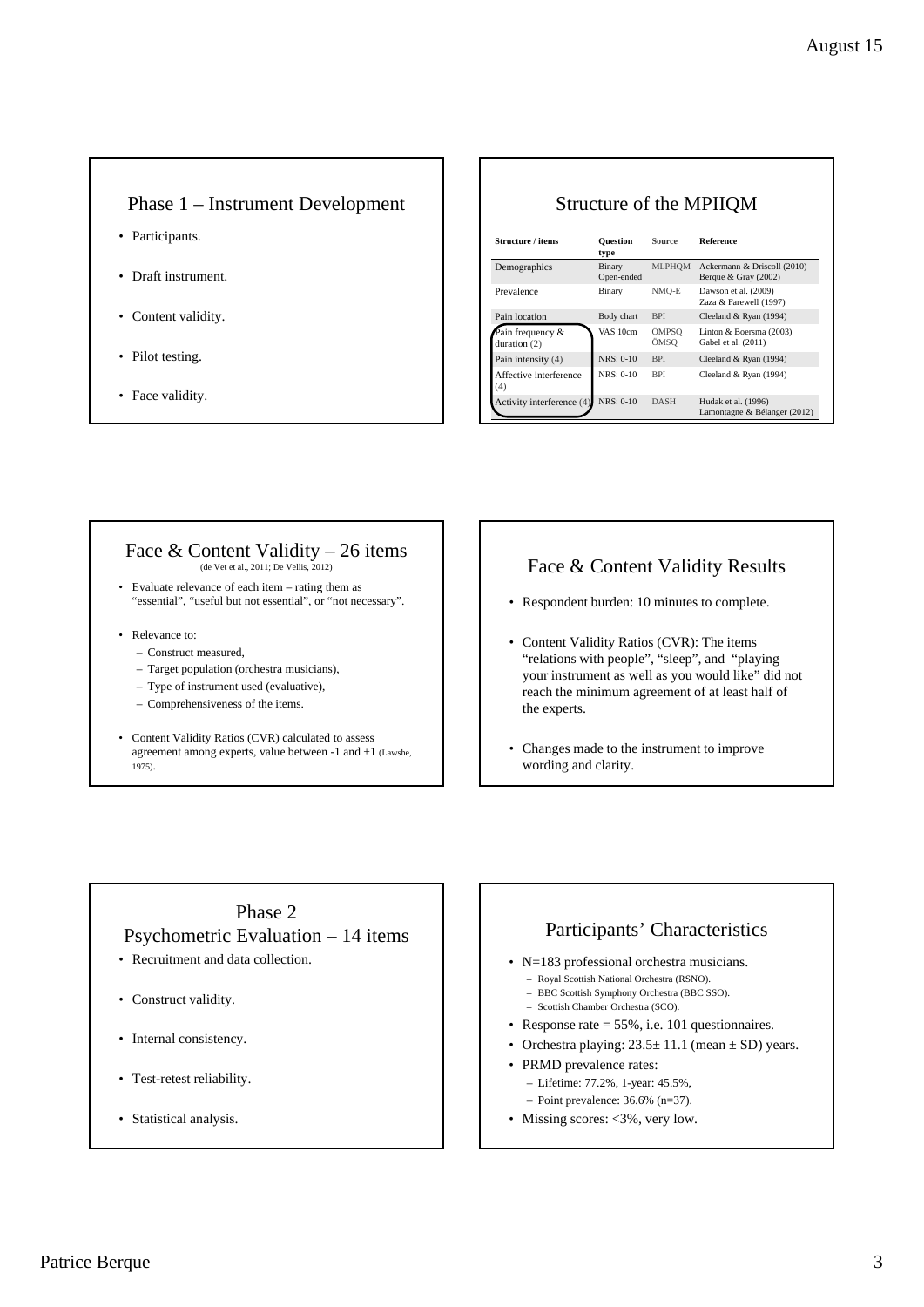## Phase 1 – Instrument Development

- Participants.
- Draft instrument.
- Content validity.
- Pilot testing.
- Face validity.

## Structure of the MPIIQM

| Structure / items | Question type | Source | Reference |
|---|---|---|---|
| Demographics | Binary Open-ended | MLPHQM | Ackermann & Driscoll (2010) Berque & Gray (2002) |
| Prevalence | Binary | NMQ-E | Dawson et al. (2009) Zaza & Farewell (1997) |
| Pain location | Body chart | BPI | Cleeland & Ryan (1994) |
| Pain frequency & duration (2) | VAS 10cm | ÖMPSQ ÖMSQ | Linton & Boersma (2003) Gabel et al. (2011) |
| Pain intensity (4) | NRS: 0-10 | BPI | Cleeland & Ryan (1994) |
| Affective interference (4) | NRS: 0-10 | BPI | Cleeland & Ryan (1994) |
| Activity interference (4) | NRS: 0-10 | DASH | Hudak et al. (1996) Lamontagne & Bélanger (2012) |

## Face & Content Validity – 26 items

(de Vet et al., 2011; De Vellis, 2012)

- Evaluate relevance of each item – rating them as "essential", "useful but not essential", or "not necessary".
- Relevance to:
  - Construct measured,
  - Target population (orchestra musicians),
  - Type of instrument used (evaluative),
  - Comprehensiveness of the items.
- Content Validity Ratios (CVR) calculated to assess agreement among experts, value between -1 and +1 (Lawshe, 1975).

## Face & Content Validity Results

- Respondent burden: 10 minutes to complete.
- Content Validity Ratios (CVR): The items "relations with people", "sleep", and "playing your instrument as well as you would like" did not reach the minimum agreement of at least half of the experts.
- Changes made to the instrument to improve wording and clarity.

## Phase 2 Psychometric Evaluation – 14 items

- Recruitment and data collection.
- Construct validity.
- Internal consistency.
- Test-retest reliability.
- Statistical analysis.

## Participants' Characteristics

- N=183 professional orchestra musicians.
  - Royal Scottish National Orchestra (RSNO).
  - BBC Scottish Symphony Orchestra (BBC SSO).
  - Scottish Chamber Orchestra (SCO).
- Response rate = 55%, i.e. 101 questionnaires.
- Orchestra playing: 23.5± 11.1 (mean ± SD) years.
- PRMD prevalence rates:
  - Lifetime: 77.2%, 1-year: 45.5%,
  - Point prevalence: 36.6% (n=37).
- Missing scores: <3%, very low.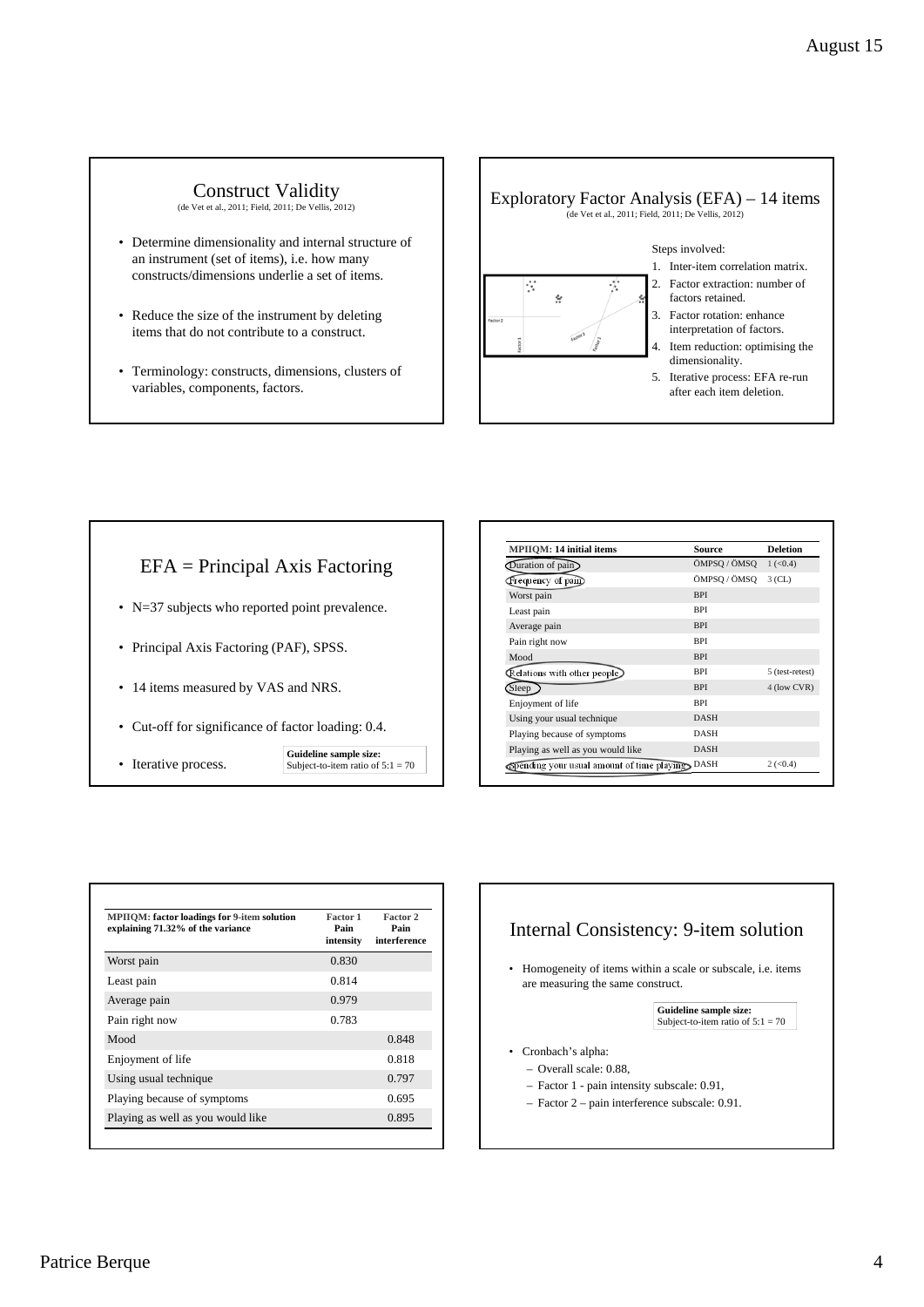## Construct Validity

(de Vet et al., 2011; Field, 2011; De Vellis, 2012)

- Determine dimensionality and internal structure of an instrument (set of items), i.e. how many constructs/dimensions underlie a set of items.
- Reduce the size of the instrument by deleting items that do not contribute to a construct.
- Terminology: constructs, dimensions, clusters of variables, components, factors.

## Exploratory Factor Analysis (EFA) – 14 items

(de Vet et al., 2011; Field, 2011; De Vellis, 2012)

Steps involved:

1. Inter-item correlation matrix.
2. Factor extraction: number of factors retained.
3. Factor rotation: enhance interpretation of factors.
4. Item reduction: optimising the dimensionality.
5. Iterative process: EFA re-run after each item deletion.

## EFA = Principal Axis Factoring

- N=37 subjects who reported point prevalence.
- Principal Axis Factoring (PAF), SPSS.
- 14 items measured by VAS and NRS.
- Cut-off for significance of factor loading: 0.4.
- Iterative process.

**Guideline sample size:**
Subject-to-item ratio of 5:1 = 70

| MPIIQM: 14 initial items | Source | Deletion |
|---|---|---|
| Duration of pain | ÖMPSQ / ÖMSQ | 1 (<0.4) |
| Frequency of pain | ÖMPSQ / ÖMSQ | 3 (CL) |
| Worst pain | BPI | |
| Least pain | BPI | |
| Average pain | BPI | |
| Pain right now | BPI | |
| Mood | BPI | |
| Relations with other people | BPI | 5 (test-retest) |
| Sleep | BPI | 4 (low CVR) |
| Enjoyment of life | BPI | |
| Using your usual technique | DASH | |
| Playing because of symptoms | DASH | |
| Playing as well as you would like | DASH | |
| Spending your usual amount of time playing | DASH | 2 (<0.4) |

| MPIIQM: factor loadings for 9-item solution explaining 71.32% of the variance | Factor 1 Pain intensity | Factor 2 Pain interference |
|---|---|---|
| Worst pain | 0.830 | |
| Least pain | 0.814 | |
| Average pain | 0.979 | |
| Pain right now | 0.783 | |
| Mood | | 0.848 |
| Enjoyment of life | | 0.818 |
| Using usual technique | | 0.797 |
| Playing because of symptoms | | 0.695 |
| Playing as well as you would like | | 0.895 |

## Internal Consistency: 9-item solution

- Homogeneity of items within a scale or subscale, i.e. items are measuring the same construct.

**Guideline sample size:**
Subject-to-item ratio of 5:1 = 70

- Cronbach's alpha:
  - Overall scale: 0.88,
  - Factor 1 - pain intensity subscale: 0.91,
  - Factor 2 – pain interference subscale: 0.91.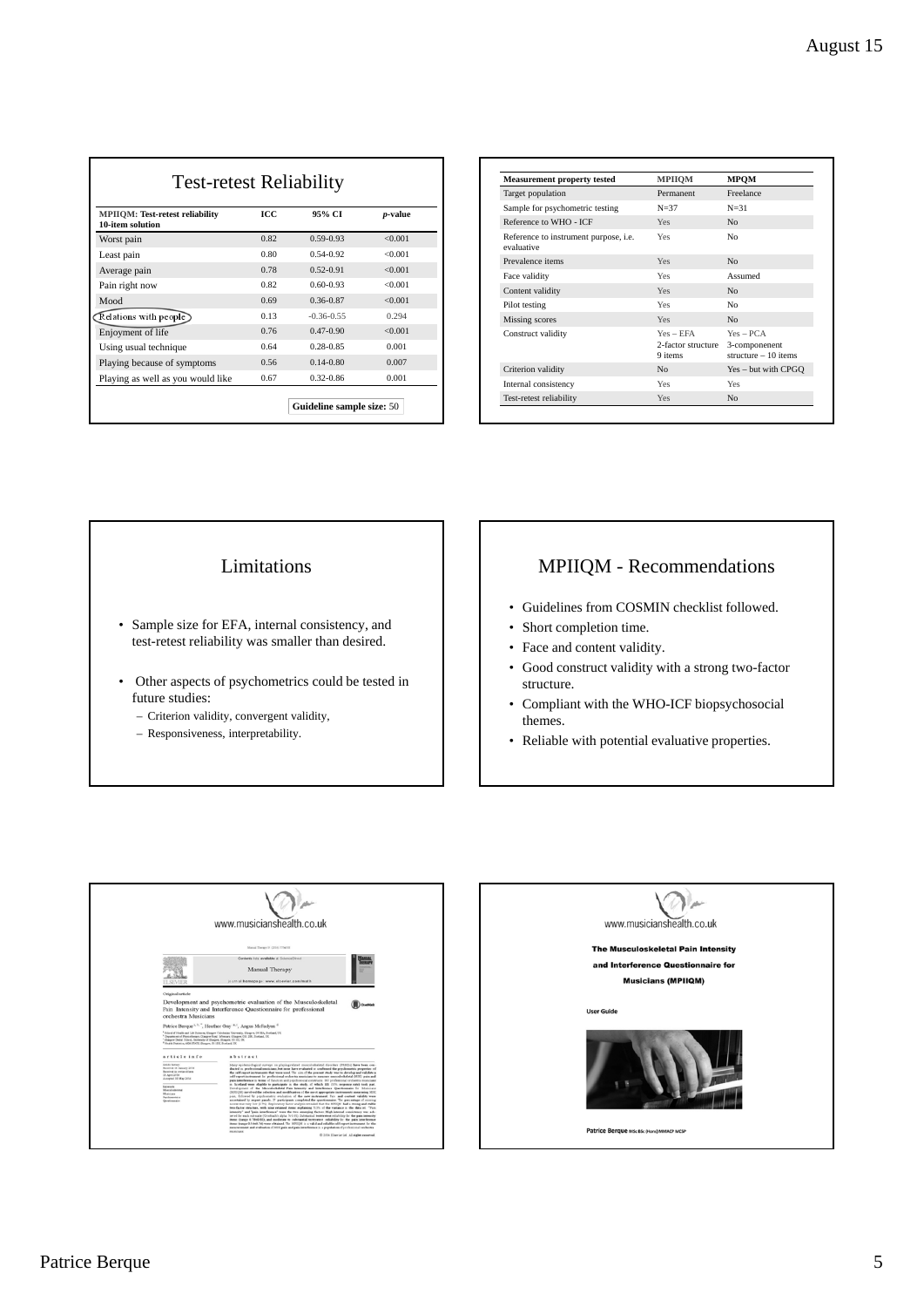## Test-retest Reliability

| MPIIQM: Test-retest reliability 10-item solution | ICC | 95% CI | *p*-value |
|---|---|---|---|
| Worst pain | 0.82 | 0.59-0.93 | <0.001 |
| Least pain | 0.80 | 0.54-0.92 | <0.001 |
| Average pain | 0.78 | 0.52-0.91 | <0.001 |
| Pain right now | 0.82 | 0.60-0.93 | <0.001 |
| Mood | 0.69 | 0.36-0.87 | <0.001 |
| Relations with people | 0.13 | -0.36-0.55 | 0.294 |
| Enjoyment of life | 0.76 | 0.47-0.90 | <0.001 |
| Using usual technique | 0.64 | 0.28-0.85 | 0.001 |
| Playing because of symptoms | 0.56 | 0.14-0.80 | 0.007 |
| Playing as well as you would like | 0.67 | 0.32-0.86 | 0.001 |

**Guideline sample size:** 50

| Measurement property tested | MPIIQM | MPQM |
|---|---|---|
| Target population | Permanent | Freelance |
| Sample for psychometric testing | N=37 | N=31 |
| Reference to WHO - ICF | Yes | No |
| Reference to instrument purpose, i.e. evaluative | Yes | No |
| Prevalence items | Yes | No |
| Face validity | Yes | Assumed |
| Content validity | Yes | No |
| Pilot testing | Yes | No |
| Missing scores | Yes | No |
| Construct validity | Yes – EFA 2-factor structure 9 items | Yes – PCA 3-componenent structure – 10 items |
| Criterion validity | No | Yes – but with CPGQ |
| Internal consistency | Yes | Yes |
| Test-retest reliability | Yes | No |

## Limitations

- Sample size for EFA, internal consistency, and test-retest reliability was smaller than desired.
- Other aspects of psychometrics could be tested in future studies:
  - Criterion validity, convergent validity,
  - Responsiveness, interpretability.

## MPIIQM - Recommendations

- Guidelines from COSMIN checklist followed.
- Short completion time.
- Face and content validity.
- Good construct validity with a strong two-factor structure.
- Compliant with the WHO-ICF biopsychosocial themes.
- Reliable with potential evaluative properties.

www.musicianshealth.co.uk

Manual Therapy

Development and psychometric evaluation of the Musculoskeletal Pain Intensity and Interference Questionnaire for professional orchestra Musicians

Patrice Berque, Heather Gray, Angus McFadyen

www.musicianshealth.co.uk

**The Musculoskeletal Pain Intensity and Interference Questionnaire for Musicians (MPIIQM)**

**User Guide**

**Patrice Berque** MSc BSc (Hons) MMACP MCSP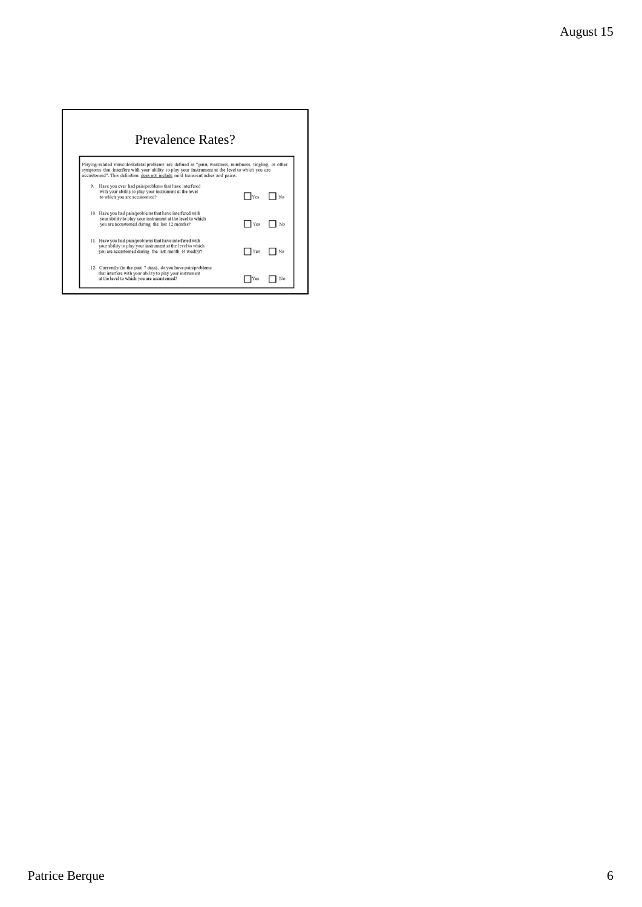# Prevalence Rates?

Playing-related musculoskeletal problems are defined as "pain, weakness, numbness, tingling, or other symptoms that interfere with your ability to play your instrument at the level to which you are accustomed". This definition does not include mild transient aches and pains.

9. Have you ever had pain/problems that have interfered with your ability to play your instrument at the level to which you are accustomed? ☐ Yes ☐ No

10. Have you had pain/problems that have interfered with your ability to play your instrument at the level to which you are accustomed during the last 12 months? ☐ Yes ☐ No

11. Have you had pain/problems that have interfered with your ability to play your instrument at the level to which you are accustomed during the last month (4 weeks)? ☐ Yes ☐ No

12. Currently (in the past 7 days), do you have pain/problems that interfere with your ability to play your instrument at the level to which you are accustomed? ☐ Yes ☐ No